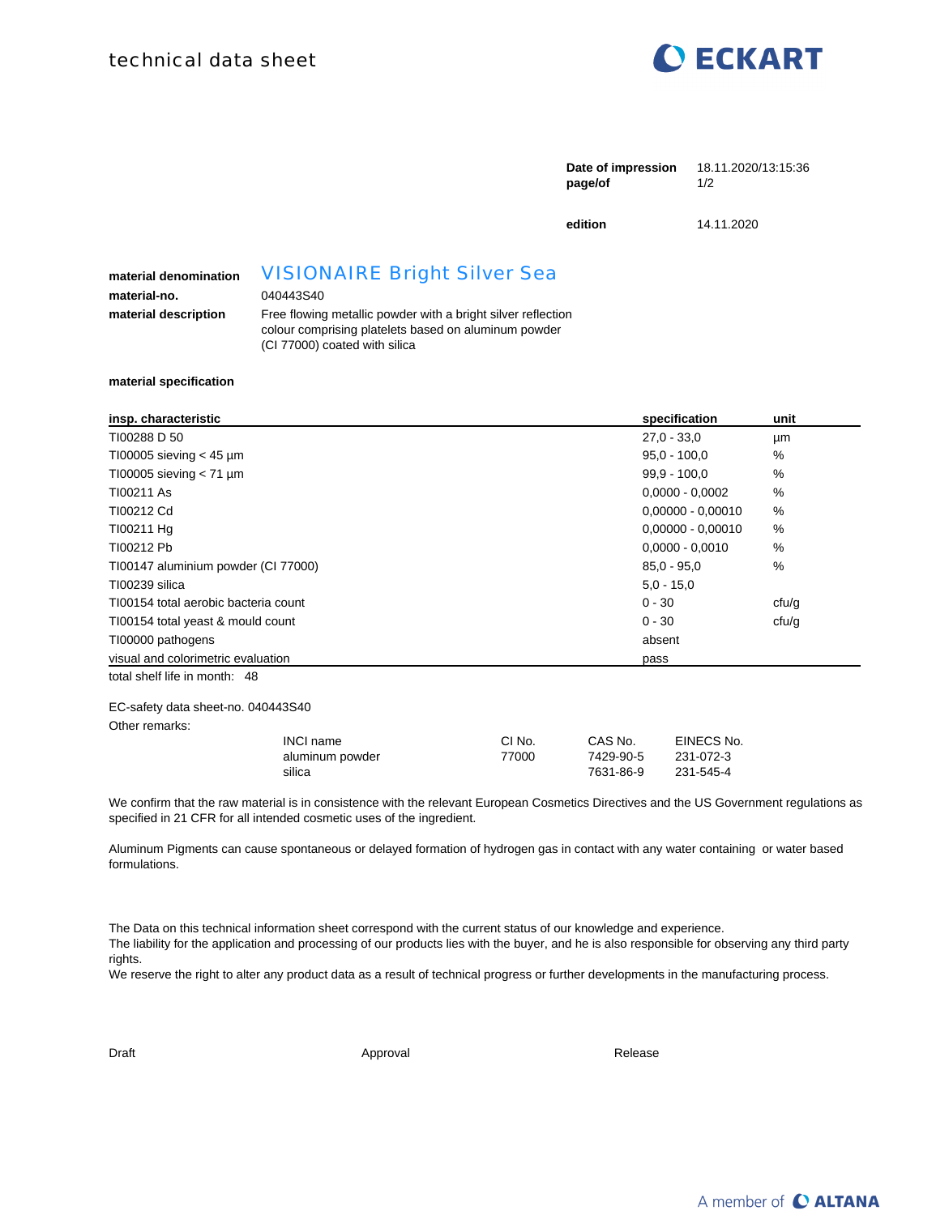technical data sheet

ECKART

| | |
|---|---|
| **Date of impression** | 18.11.2020/13:15:36 |
| **page/of** | 1/2 |
| **edition** | 14.11.2020 |

**material denomination** VISIONAIRE Bright Silver Sea

**material-no.** 040443S40

**material description** Free flowing metallic powder with a bright silver reflection colour comprising platelets based on aluminum powder (CI 77000) coated with silica

**material specification**

| insp. characteristic | specification | unit |
|---|---|---|
| TI00288 D 50 | 27,0 - 33,0 | µm |
| TI00005 sieving < 45 µm | 95,0 - 100,0 | % |
| TI00005 sieving < 71 µm | 99,9 - 100,0 | % |
| TI00211 As | 0,0000 - 0,0002 | % |
| TI00212 Cd | 0,00000 - 0,00010 | % |
| TI00211 Hg | 0,00000 - 0,00010 | % |
| TI00212 Pb | 0,0000 - 0,0010 | % |
| TI00147 aluminium powder (CI 77000) | 85,0 - 95,0 | % |
| TI00239 silica | 5,0 - 15,0 | |
| TI00154 total aerobic bacteria count | 0 - 30 | cfu/g |
| TI00154 total yeast & mould count | 0 - 30 | cfu/g |
| TI00000 pathogens | absent | |
| visual and colorimetric evaluation | pass | |

total shelf life in month: 48

EC-safety data sheet-no. 040443S40

Other remarks:

| INCI name | CI No. | CAS No. | EINECS No. |
|---|---|---|---|
| aluminum powder | 77000 | 7429-90-5 | 231-072-3 |
| silica | | 7631-86-9 | 231-545-4 |

We confirm that the raw material is in consistence with the relevant European Cosmetics Directives and the US Government regulations as specified in 21 CFR for all intended cosmetic uses of the ingredient.

Aluminum Pigments can cause spontaneous or delayed formation of hydrogen gas in contact with any water containing or water based formulations.

The Data on this technical information sheet correspond with the current status of our knowledge and experience.
The liability for the application and processing of our products lies with the buyer, and he is also responsible for observing any third party rights.
We reserve the right to alter any product data as a result of technical progress or further developments in the manufacturing process.

Draft Approval Release

A member of ALTANA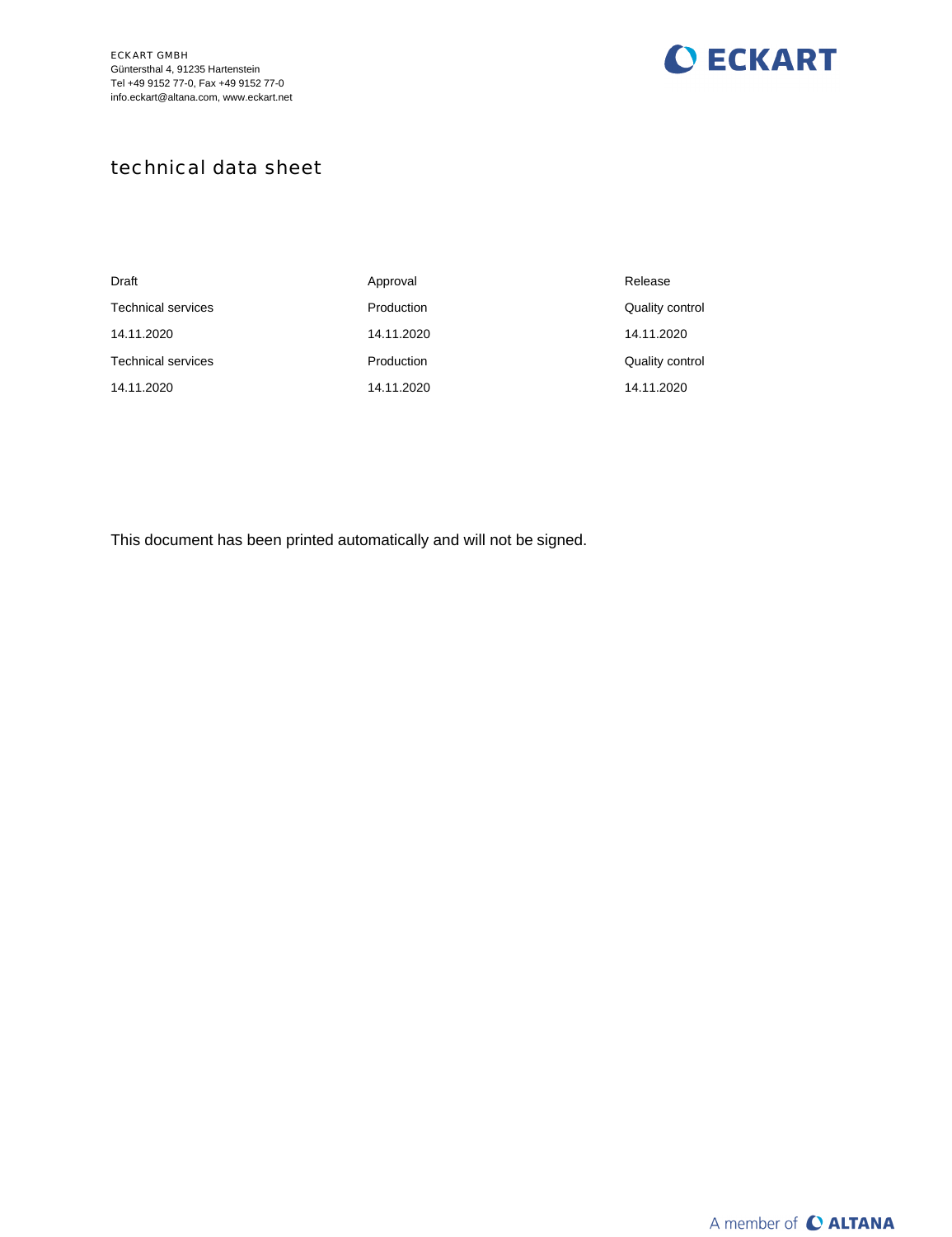ECKART GMBH
Güntersthal 4, 91235 Hartenstein
Tel +49 9152 77-0, Fax +49 9152 77-0
info.eckart@altana.com, www.eckart.net

ECKART

# technical data sheet

| | | |
|---|---|---|
| Draft | Approval | Release |
| Technical services | Production | Quality control |
| 14.11.2020 | 14.11.2020 | 14.11.2020 |
| Technical services | Production | Quality control |
| 14.11.2020 | 14.11.2020 | 14.11.2020 |

This document has been printed automatically and will not be signed.

A member of ALTANA